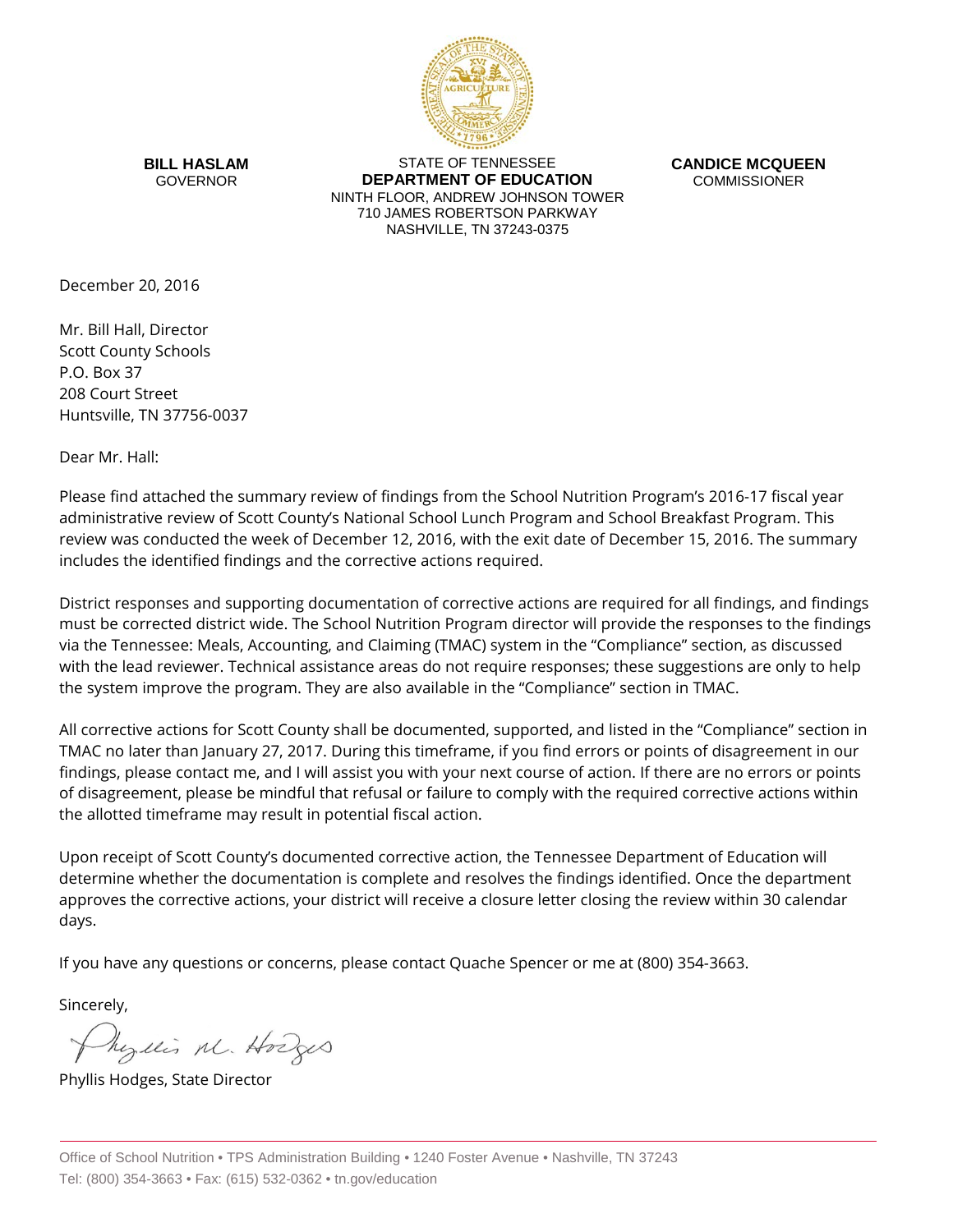**BILL HASLAM**
GOVERNOR

STATE OF TENNESSEE
**DEPARTMENT OF EDUCATION**
NINTH FLOOR, ANDREW JOHNSON TOWER
710 JAMES ROBERTSON PARKWAY
NASHVILLE, TN 37243-0375

**CANDICE MCQUEEN**
COMMISSIONER

December 20, 2016

Mr. Bill Hall, Director
Scott County Schools
P.O. Box 37
208 Court Street
Huntsville, TN 37756-0037

Dear Mr. Hall:

Please find attached the summary review of findings from the School Nutrition Program's 2016-17 fiscal year administrative review of Scott County's National School Lunch Program and School Breakfast Program. This review was conducted the week of December 12, 2016, with the exit date of December 15, 2016. The summary includes the identified findings and the corrective actions required.

District responses and supporting documentation of corrective actions are required for all findings, and findings must be corrected district wide. The School Nutrition Program director will provide the responses to the findings via the Tennessee: Meals, Accounting, and Claiming (TMAC) system in the "Compliance" section, as discussed with the lead reviewer. Technical assistance areas do not require responses; these suggestions are only to help the system improve the program. They are also available in the "Compliance" section in TMAC.

All corrective actions for Scott County shall be documented, supported, and listed in the "Compliance" section in TMAC no later than January 27, 2017. During this timeframe, if you find errors or points of disagreement in our findings, please contact me, and I will assist you with your next course of action. If there are no errors or points of disagreement, please be mindful that refusal or failure to comply with the required corrective actions within the allotted timeframe may result in potential fiscal action.

Upon receipt of Scott County's documented corrective action, the Tennessee Department of Education will determine whether the documentation is complete and resolves the findings identified. Once the department approves the corrective actions, your district will receive a closure letter closing the review within 30 calendar days.

If you have any questions or concerns, please contact Quache Spencer or me at (800) 354-3663.

Sincerely,

Phyllis M. Hodges

Phyllis Hodges, State Director

Office of School Nutrition • TPS Administration Building • 1240 Foster Avenue • Nashville, TN 37243
Tel: (800) 354-3663 • Fax: (615) 532-0362 • tn.gov/education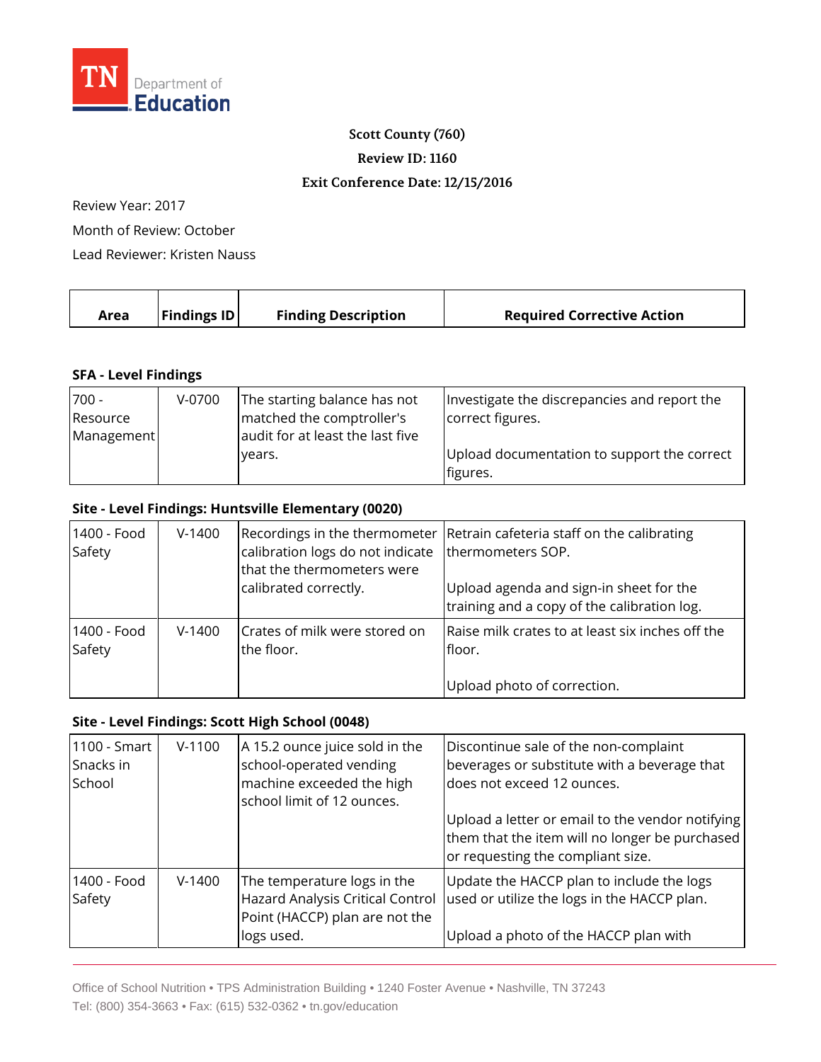TN Department of Education

**Scott County (760)**

**Review ID: 1160**

**Exit Conference Date: 12/15/2016**

Review Year: 2017

Month of Review: October

Lead Reviewer: Kristen Nauss

| Area | Findings ID | Finding Description | Required Corrective Action |
|---|---|---|---|

**SFA - Level Findings**

| Area | Findings ID | Finding Description | Required Corrective Action |
|---|---|---|---|
| 700 - Resource Management | V-0700 | The starting balance has not matched the comptroller's audit for at least the last five years. | Investigate the discrepancies and report the correct figures.<br><br>Upload documentation to support the correct figures. |

**Site - Level Findings: Huntsville Elementary (0020)**

| Area | Findings ID | Finding Description | Required Corrective Action |
|---|---|---|---|
| 1400 - Food Safety | V-1400 | Recordings in the thermometer calibration logs do not indicate that the thermometers were calibrated correctly. | Retrain cafeteria staff on the calibrating thermometers SOP.<br><br>Upload agenda and sign-in sheet for the training and a copy of the calibration log. |
| 1400 - Food Safety | V-1400 | Crates of milk were stored on the floor. | Raise milk crates to at least six inches off the floor.<br><br>Upload photo of correction. |

**Site - Level Findings: Scott High School (0048)**

| Area | Findings ID | Finding Description | Required Corrective Action |
|---|---|---|---|
| 1100 - Smart Snacks in School | V-1100 | A 15.2 ounce juice sold in the school-operated vending machine exceeded the high school limit of 12 ounces. | Discontinue sale of the non-complaint beverages or substitute with a beverage that does not exceed 12 ounces.<br><br>Upload a letter or email to the vendor notifying them that the item will no longer be purchased or requesting the compliant size. |
| 1400 - Food Safety | V-1400 | The temperature logs in the Hazard Analysis Critical Control Point (HACCP) plan are not the logs used. | Update the HACCP plan to include the logs used or utilize the logs in the HACCP plan.<br><br>Upload a photo of the HACCP plan with |

Office of School Nutrition • TPS Administration Building • 1240 Foster Avenue • Nashville, TN 37243
Tel: (800) 354-3663 • Fax: (615) 532-0362 • tn.gov/education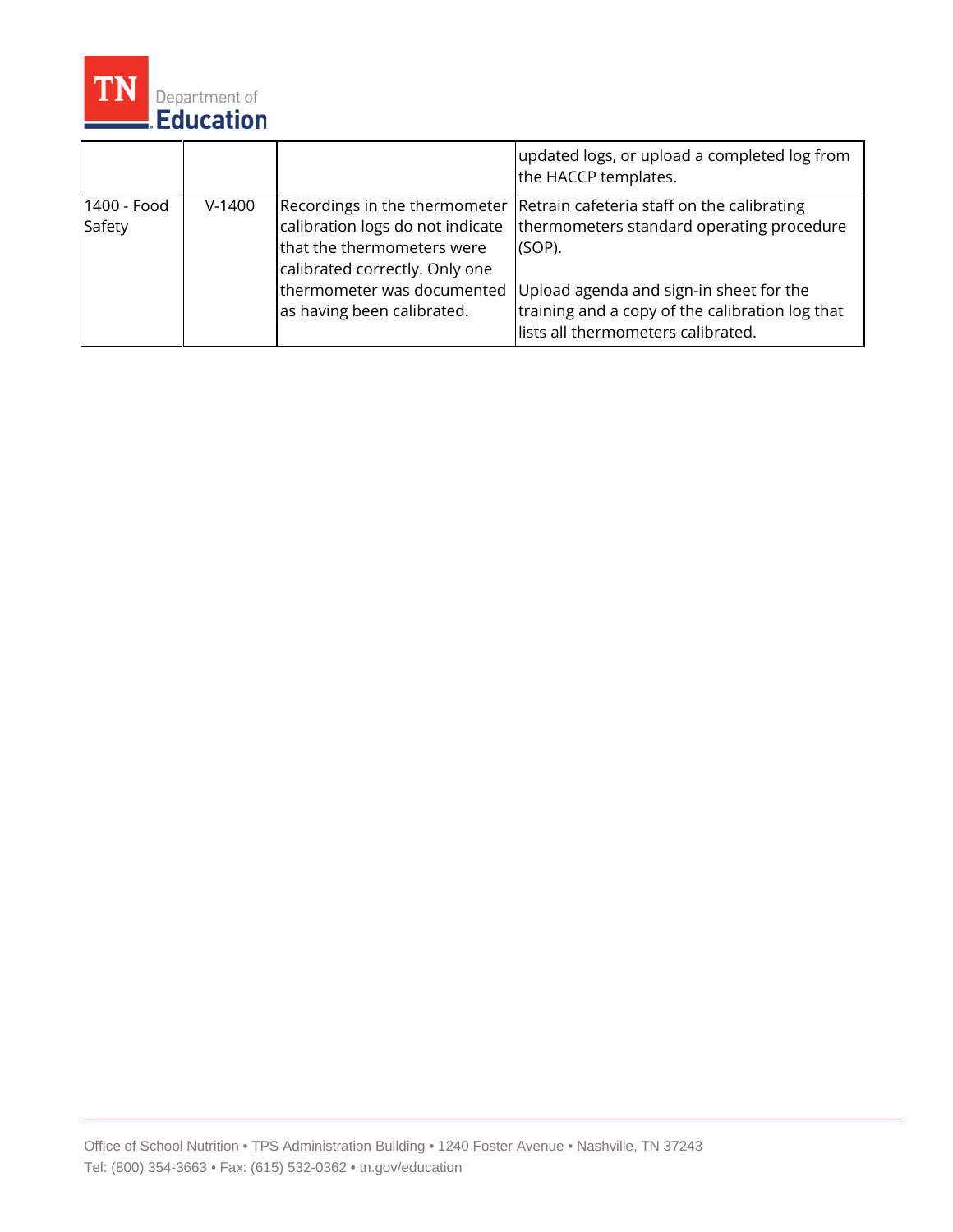| | | | |
|---|---|---|---|
| | | | updated logs, or upload a completed log from the HACCP templates. |
| 1400 - Food Safety | V-1400 | Recordings in the thermometer calibration logs do not indicate that the thermometers were calibrated correctly. Only one thermometer was documented as having been calibrated. | Retrain cafeteria staff on the calibrating thermometers standard operating procedure (SOP).<br><br>Upload agenda and sign-in sheet for the training and a copy of the calibration log that lists all thermometers calibrated. |